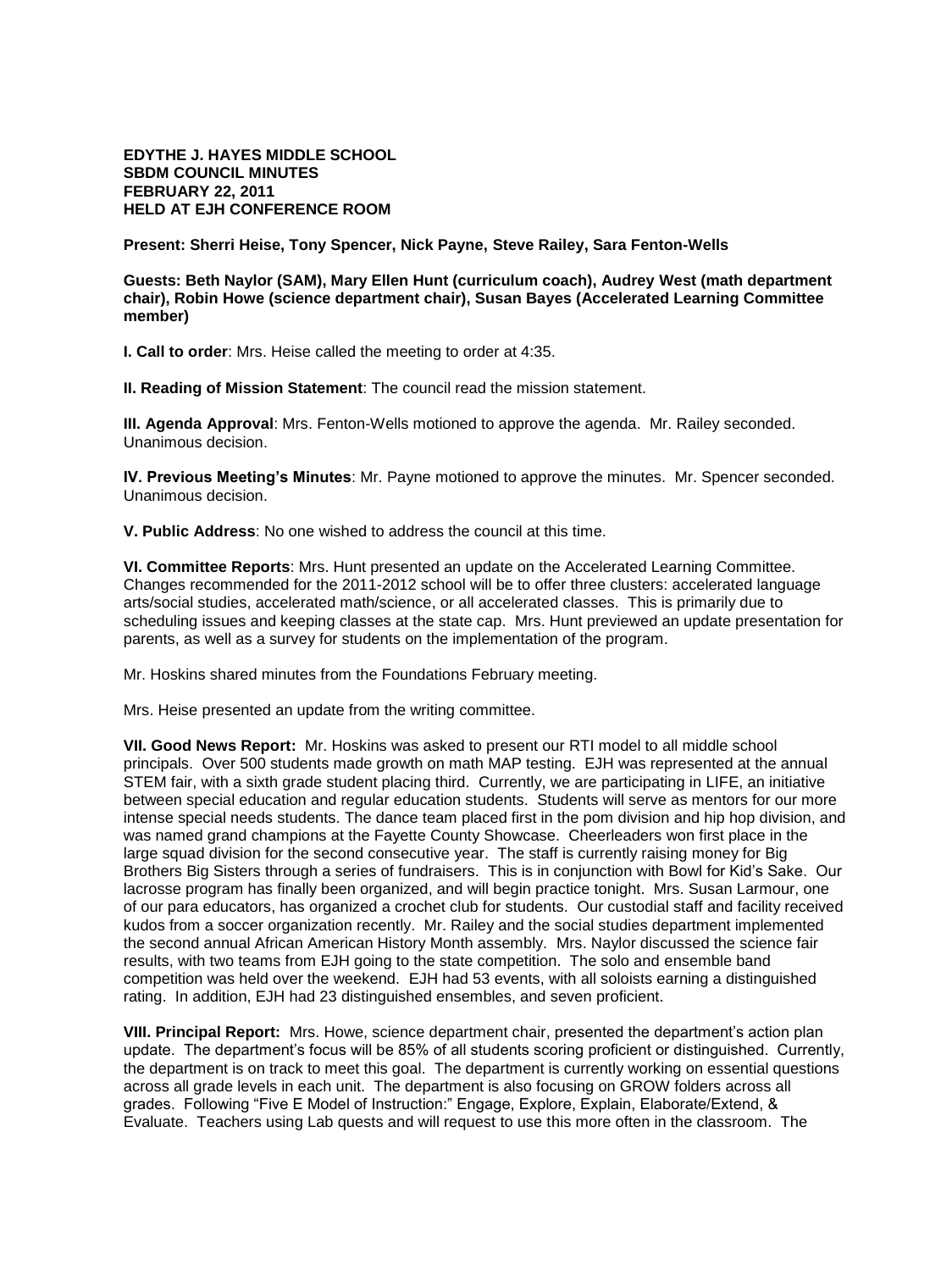**EDYTHE J. HAYES MIDDLE SCHOOL**
**SBDM COUNCIL MINUTES**
**FEBRUARY 22, 2011**
**HELD AT EJH CONFERENCE ROOM**

**Present: Sherri Heise, Tony Spencer, Nick Payne, Steve Railey, Sara Fenton-Wells**

**Guests: Beth Naylor (SAM), Mary Ellen Hunt (curriculum coach), Audrey West (math department chair), Robin Howe (science department chair), Susan Bayes (Accelerated Learning Committee member)**

**I. Call to order**: Mrs. Heise called the meeting to order at 4:35.

**II. Reading of Mission Statement**: The council read the mission statement.

**III. Agenda Approval**: Mrs. Fenton-Wells motioned to approve the agenda. Mr. Railey seconded. Unanimous decision.

**IV. Previous Meeting's Minutes**: Mr. Payne motioned to approve the minutes. Mr. Spencer seconded. Unanimous decision.

**V. Public Address**: No one wished to address the council at this time.

**VI. Committee Reports**: Mrs. Hunt presented an update on the Accelerated Learning Committee. Changes recommended for the 2011-2012 school will be to offer three clusters: accelerated language arts/social studies, accelerated math/science, or all accelerated classes. This is primarily due to scheduling issues and keeping classes at the state cap. Mrs. Hunt previewed an update presentation for parents, as well as a survey for students on the implementation of the program.

Mr. Hoskins shared minutes from the Foundations February meeting.

Mrs. Heise presented an update from the writing committee.

**VII. Good News Report:** Mr. Hoskins was asked to present our RTI model to all middle school principals. Over 500 students made growth on math MAP testing. EJH was represented at the annual STEM fair, with a sixth grade student placing third. Currently, we are participating in LIFE, an initiative between special education and regular education students. Students will serve as mentors for our more intense special needs students. The dance team placed first in the pom division and hip hop division, and was named grand champions at the Fayette County Showcase. Cheerleaders won first place in the large squad division for the second consecutive year. The staff is currently raising money for Big Brothers Big Sisters through a series of fundraisers. This is in conjunction with Bowl for Kid's Sake. Our lacrosse program has finally been organized, and will begin practice tonight. Mrs. Susan Larmour, one of our para educators, has organized a crochet club for students. Our custodial staff and facility received kudos from a soccer organization recently. Mr. Railey and the social studies department implemented the second annual African American History Month assembly. Mrs. Naylor discussed the science fair results, with two teams from EJH going to the state competition. The solo and ensemble band competition was held over the weekend. EJH had 53 events, with all soloists earning a distinguished rating. In addition, EJH had 23 distinguished ensembles, and seven proficient.

**VIII. Principal Report:** Mrs. Howe, science department chair, presented the department's action plan update. The department's focus will be 85% of all students scoring proficient or distinguished. Currently, the department is on track to meet this goal. The department is currently working on essential questions across all grade levels in each unit. The department is also focusing on GROW folders across all grades. Following "Five E Model of Instruction:" Engage, Explore, Explain, Elaborate/Extend, & Evaluate. Teachers using Lab quests and will request to use this more often in the classroom. The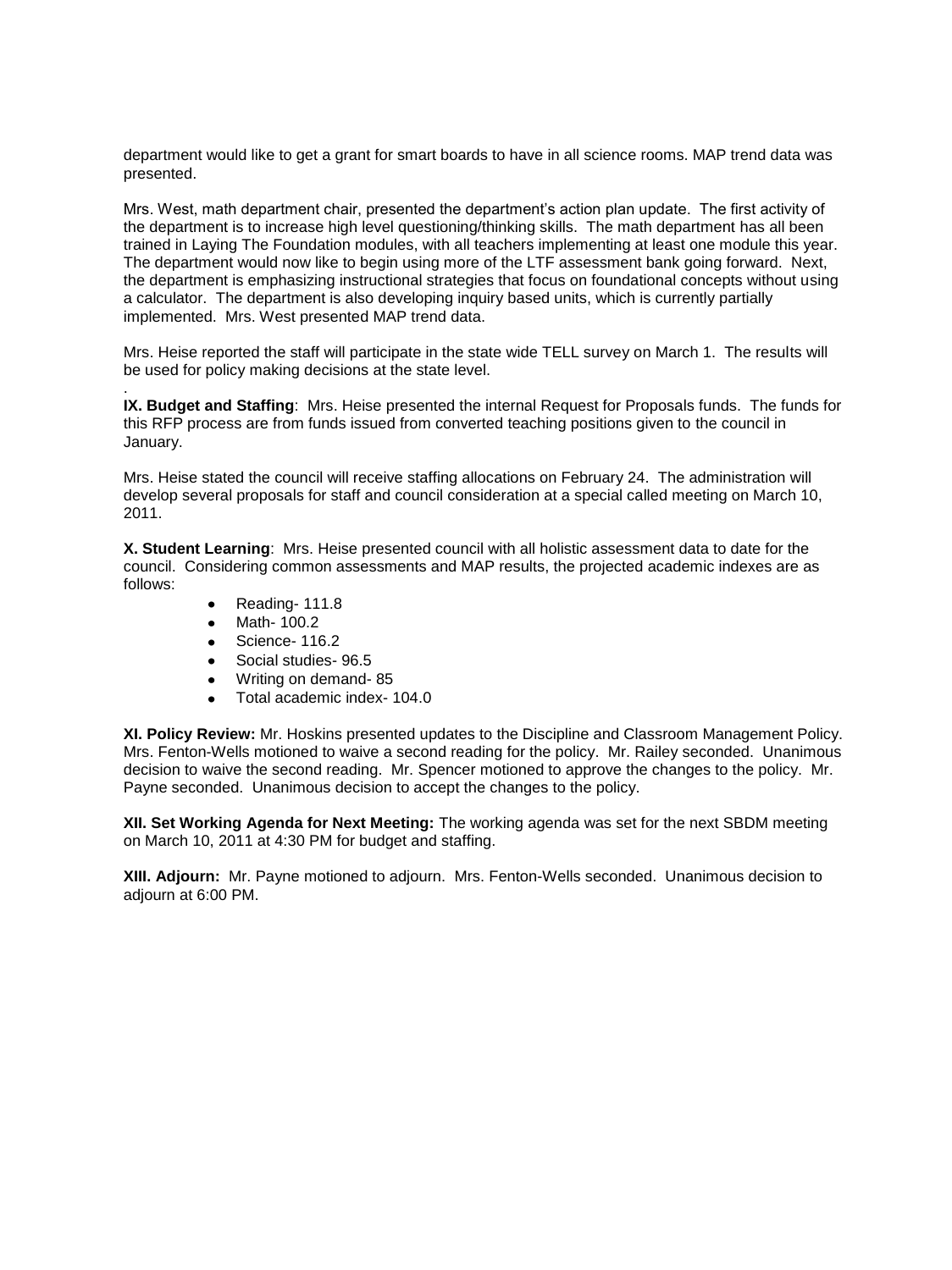department would like to get a grant for smart boards to have in all science rooms. MAP trend data was presented.

Mrs. West, math department chair, presented the department's action plan update. The first activity of the department is to increase high level questioning/thinking skills. The math department has all been trained in Laying The Foundation modules, with all teachers implementing at least one module this year. The department would now like to begin using more of the LTF assessment bank going forward. Next, the department is emphasizing instructional strategies that focus on foundational concepts without using a calculator. The department is also developing inquiry based units, which is currently partially implemented. Mrs. West presented MAP trend data.

Mrs. Heise reported the staff will participate in the state wide TELL survey on March 1. The results will be used for policy making decisions at the state level.

.

**IX. Budget and Staffing**: Mrs. Heise presented the internal Request for Proposals funds. The funds for this RFP process are from funds issued from converted teaching positions given to the council in January.

Mrs. Heise stated the council will receive staffing allocations on February 24. The administration will develop several proposals for staff and council consideration at a special called meeting on March 10, 2011.

**X. Student Learning**: Mrs. Heise presented council with all holistic assessment data to date for the council. Considering common assessments and MAP results, the projected academic indexes are as follows:

- Reading- 111.8
- Math- 100.2
- Science- 116.2
- Social studies- 96.5
- Writing on demand- 85
- Total academic index- 104.0

**XI. Policy Review:** Mr. Hoskins presented updates to the Discipline and Classroom Management Policy. Mrs. Fenton-Wells motioned to waive a second reading for the policy. Mr. Railey seconded. Unanimous decision to waive the second reading. Mr. Spencer motioned to approve the changes to the policy. Mr. Payne seconded. Unanimous decision to accept the changes to the policy.

**XII. Set Working Agenda for Next Meeting:** The working agenda was set for the next SBDM meeting on March 10, 2011 at 4:30 PM for budget and staffing.

**XIII. Adjourn:** Mr. Payne motioned to adjourn. Mrs. Fenton-Wells seconded. Unanimous decision to adjourn at 6:00 PM.